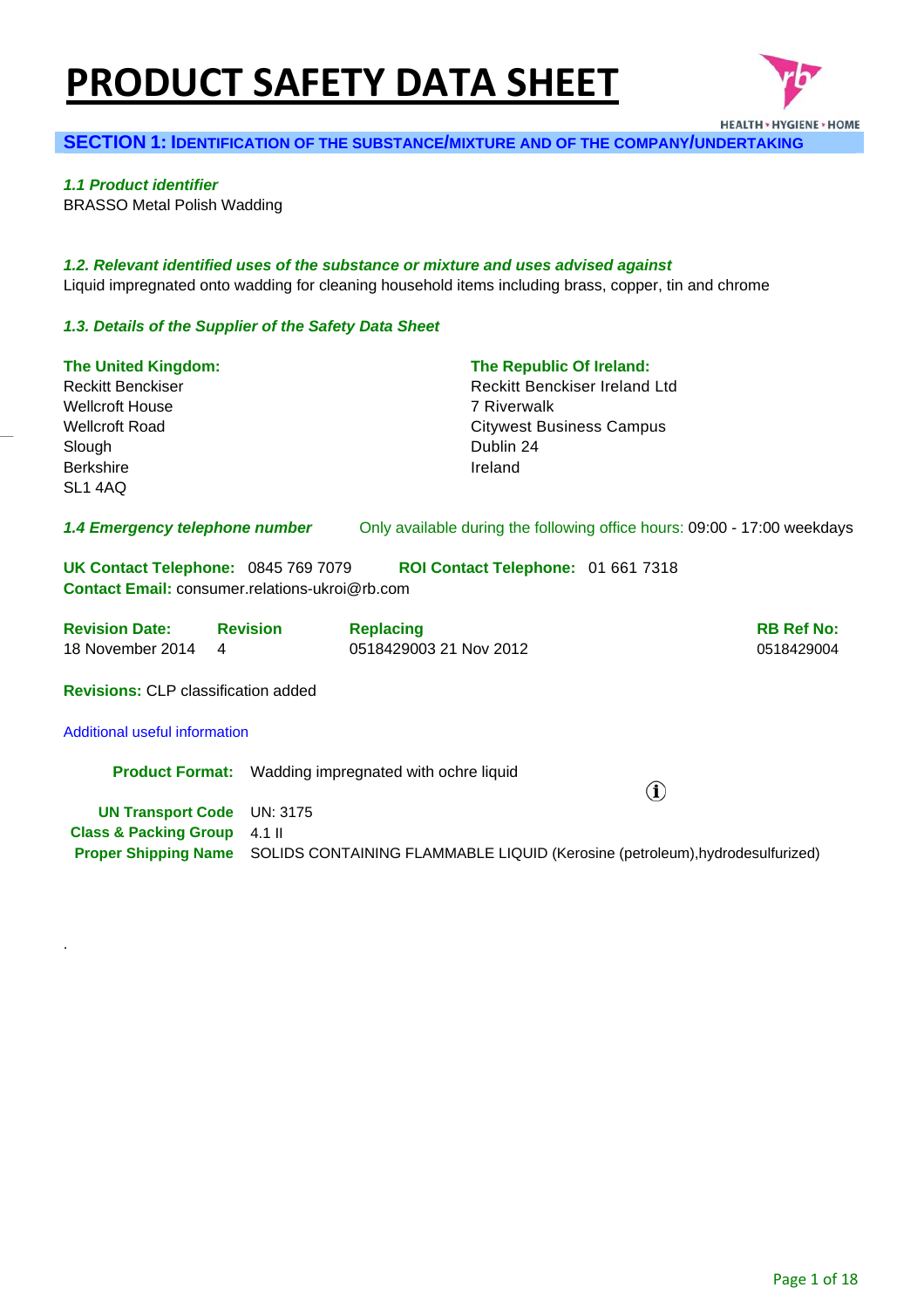# PRODUCT SAFETY DATA SHEET

## SECTION 1: IDENTIFICATION OF THE SUBSTANCE/MIXTURE AND OF THE COMPANY/UNDERTAKING

### *1.1 Product identifier*

BRASSO Metal Polish Wadding

### *1.2. Relevant identified uses of the substance or mixture and uses advised against*

Liquid impregnated onto wadding for cleaning household items including brass, copper, tin and chrome

### *1.3. Details of the Supplier of the Safety Data Sheet*

**The United Kingdom:**
Reckitt Benckiser
Wellcroft House
Wellcroft Road
Slough
Berkshire
SL1 4AQ

**The Republic Of Ireland:**
Reckitt Benckiser Ireland Ltd
7 Riverwalk
Citywest Business Campus
Dublin 24
Ireland

### *1.4 Emergency telephone number*

Only available during the following office hours: 09:00 - 17:00 weekdays

**UK Contact Telephone:** 0845 769 7079 **ROI Contact Telephone:** 01 661 7318
**Contact Email:** consumer.relations-ukroi@rb.com

| Revision Date: | Revision | Replacing | RB Ref No: |
| --- | --- | --- | --- |
| 18 November 2014 | 4 | 0518429003 21 Nov 2012 | 0518429004 |

**Revisions:** CLP classification added

Additional useful information

**Product Format:** Wadding impregnated with ochre liquid

**UN Transport Code** UN: 3175
**Class & Packing Group** 4.1 II
**Proper Shipping Name** SOLIDS CONTAINING FLAMMABLE LIQUID (Kerosine (petroleum),hydrodesulfurized)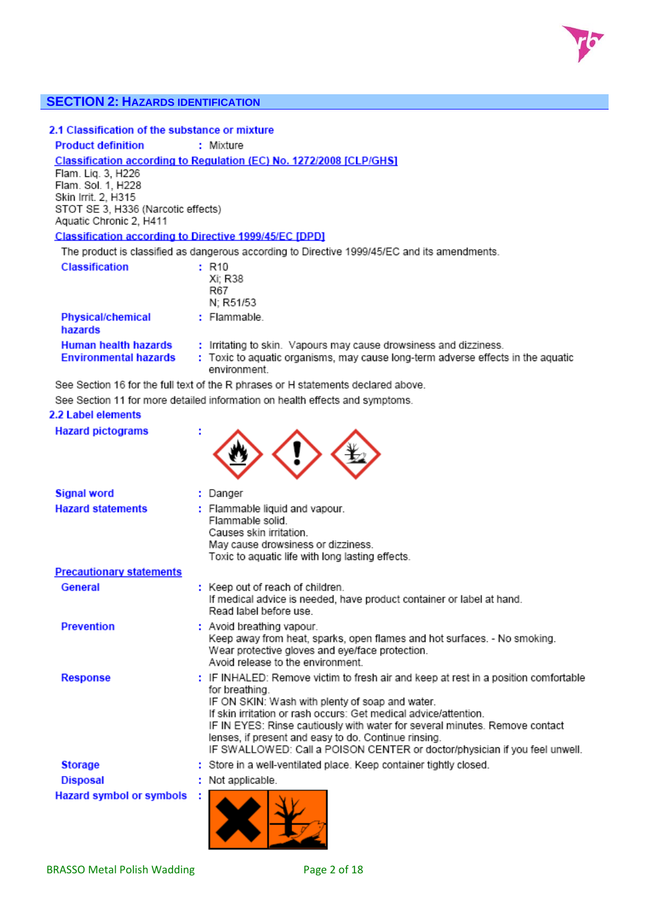## SECTION 2: HAZARDS IDENTIFICATION

### 2.1 Classification of the substance or mixture

**Product definition** : Mixture

**Classification according to Regulation (EC) No. 1272/2008 [CLP/GHS]**

Flam. Liq. 3, H226
Flam. Sol. 1, H228
Skin Irrit. 2, H315
STOT SE 3, H336 (Narcotic effects)
Aquatic Chronic 2, H411

**Classification according to Directive 1999/45/EC [DPD]**

The product is classified as dangerous according to Directive 1999/45/EC and its amendments.

**Classification** : R10
Xi; R38
R67
N; R51/53

**Physical/chemical hazards** : Flammable.

**Human health hazards** : Irritating to skin. Vapours may cause drowsiness and dizziness.

**Environmental hazards** : Toxic to aquatic organisms, may cause long-term adverse effects in the aquatic environment.

See Section 16 for the full text of the R phrases or H statements declared above.

See Section 11 for more detailed information on health effects and symptoms.

### 2.2 Label elements

**Hazard pictograms** :

**Signal word** : Danger

**Hazard statements** : Flammable liquid and vapour.
Flammable solid.
Causes skin irritation.
May cause drowsiness or dizziness.
Toxic to aquatic life with long lasting effects.

**Precautionary statements**

**General** : Keep out of reach of children.
If medical advice is needed, have product container or label at hand.
Read label before use.

**Prevention** : Avoid breathing vapour.
Keep away from heat, sparks, open flames and hot surfaces. - No smoking.
Wear protective gloves and eye/face protection.
Avoid release to the environment.

**Response** : IF INHALED: Remove victim to fresh air and keep at rest in a position comfortable for breathing.
IF ON SKIN: Wash with plenty of soap and water.
If skin irritation or rash occurs: Get medical advice/attention.
IF IN EYES: Rinse cautiously with water for several minutes. Remove contact lenses, if present and easy to do. Continue rinsing.
IF SWALLOWED: Call a POISON CENTER or doctor/physician if you feel unwell.

**Storage** : Store in a well-ventilated place. Keep container tightly closed.

**Disposal** : Not applicable.

**Hazard symbol or symbols** :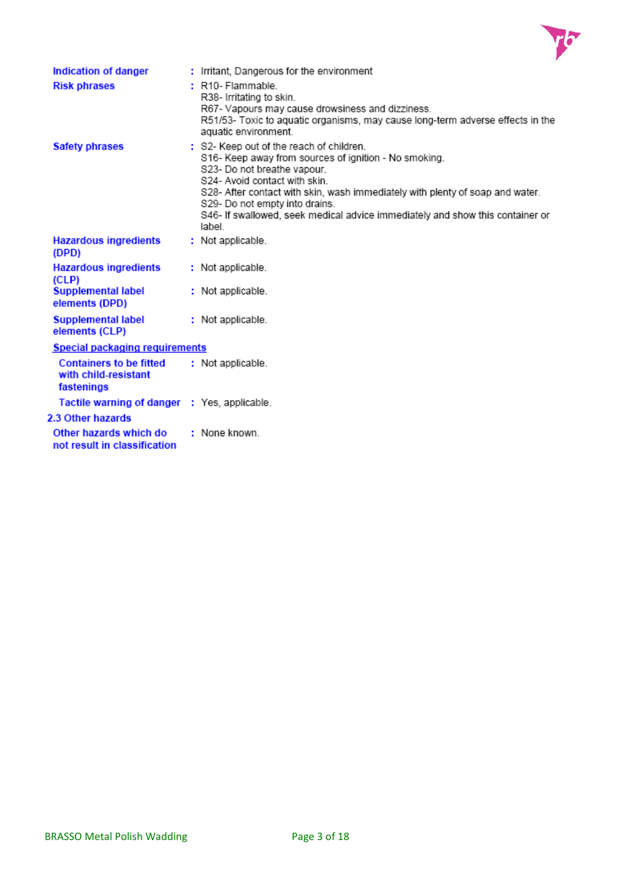| | | |
|---|---|---|
| **Indication of danger** | : | Irritant, Dangerous for the environment |
| **Risk phrases** | : | R10- Flammable.<br>R38- Irritating to skin.<br>R67- Vapours may cause drowsiness and dizziness.<br>R51/53- Toxic to aquatic organisms, may cause long-term adverse effects in the aquatic environment. |
| **Safety phrases** | : | S2- Keep out of the reach of children.<br>S16- Keep away from sources of ignition - No smoking.<br>S23- Do not breathe vapour.<br>S24- Avoid contact with skin.<br>S28- After contact with skin, wash immediately with plenty of soap and water.<br>S29- Do not empty into drains.<br>S46- If swallowed, seek medical advice immediately and show this container or label. |
| **Hazardous ingredients (DPD)** | : | Not applicable. |
| **Hazardous ingredients (CLP)** | : | Not applicable. |
| **Supplemental label elements (DPD)** | : | Not applicable. |
| **Supplemental label elements (CLP)** | : | Not applicable. |

**Special packaging requirements**

| | | |
|---|---|---|
| **Containers to be fitted with child-resistant fastenings** | : | Not applicable. |
| **Tactile warning of danger** | : | Yes, applicable. |

### 2.3 Other hazards

| | | |
|---|---|---|
| **Other hazards which do not result in classification** | : | None known. |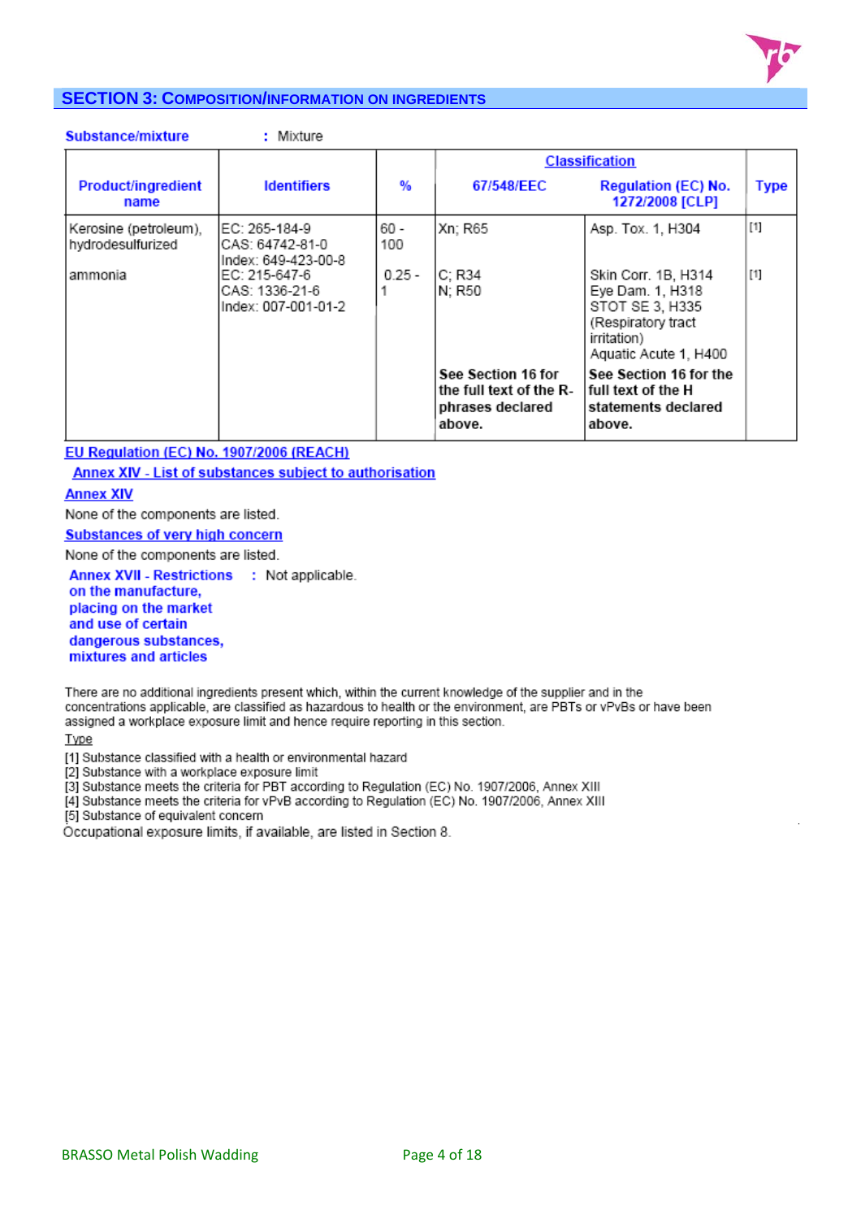## SECTION 3: COMPOSITION/INFORMATION ON INGREDIENTS

**Substance/mixture** : Mixture

| Product/ingredient name | Identifiers | % | Classification | | Type |
|---|---|---|---|---|---|
| | | | 67/548/EEC | Regulation (EC) No. 1272/2008 [CLP] | |
| Kerosine (petroleum), hydrodesulfurized | EC: 265-184-9<br>CAS: 64742-81-0<br>Index: 649-423-00-8 | 60 - 100 | Xn; R65 | Asp. Tox. 1, H304 | [1] |
| ammonia | EC: 215-647-6<br>CAS: 1336-21-6<br>Index: 007-001-01-2 | 0.25 - 1 | C; R34<br>N; R50 | Skin Corr. 1B, H314<br>Eye Dam. 1, H318<br>STOT SE 3, H335 (Respiratory tract irritation)<br>Aquatic Acute 1, H400 | [1] |
| | | | **See Section 16 for the full text of the R-phrases declared above.** | **See Section 16 for the full text of the H statements declared above.** | |

**EU Regulation (EC) No. 1907/2006 (REACH)**

**Annex XIV - List of substances subject to authorisation**

**Annex XIV**

None of the components are listed.

**Substances of very high concern**

None of the components are listed.

**Annex XVII - Restrictions on the manufacture, placing on the market and use of certain dangerous substances, mixtures and articles** : Not applicable.

There are no additional ingredients present which, within the current knowledge of the supplier and in the concentrations applicable, are classified as hazardous to health or the environment, are PBTs or vPvBs or have been assigned a workplace exposure limit and hence require reporting in this section.

Type

[1] Substance classified with a health or environmental hazard
[2] Substance with a workplace exposure limit
[3] Substance meets the criteria for PBT according to Regulation (EC) No. 1907/2006, Annex XIII
[4] Substance meets the criteria for vPvB according to Regulation (EC) No. 1907/2006, Annex XIII
[5] Substance of equivalent concern

Occupational exposure limits, if available, are listed in Section 8.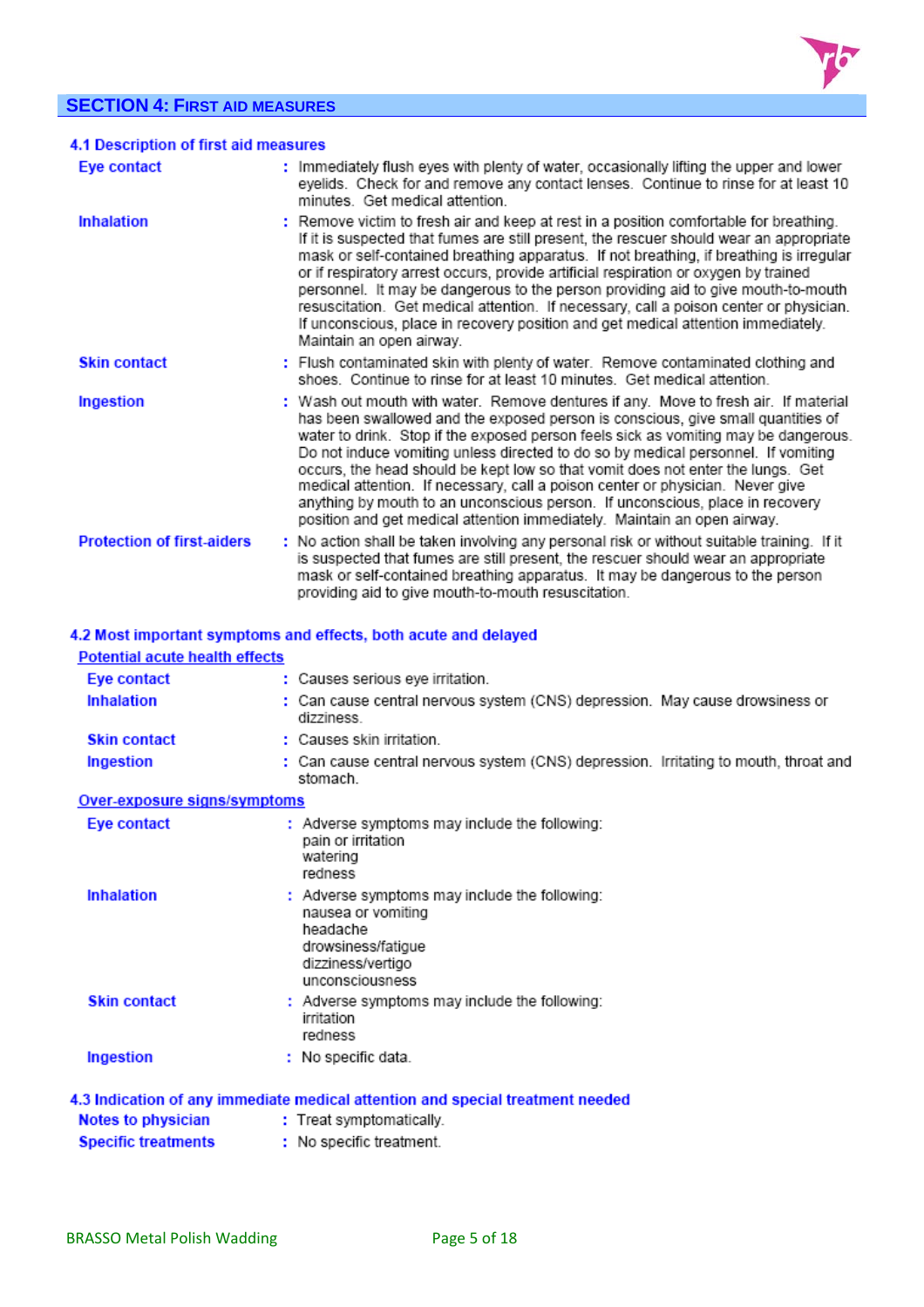## SECTION 4: FIRST AID MEASURES

### 4.1 Description of first aid measures

**Eye contact** : Immediately flush eyes with plenty of water, occasionally lifting the upper and lower eyelids. Check for and remove any contact lenses. Continue to rinse for at least 10 minutes. Get medical attention.

**Inhalation** : Remove victim to fresh air and keep at rest in a position comfortable for breathing. If it is suspected that fumes are still present, the rescuer should wear an appropriate mask or self-contained breathing apparatus. If not breathing, if breathing is irregular or if respiratory arrest occurs, provide artificial respiration or oxygen by trained personnel. It may be dangerous to the person providing aid to give mouth-to-mouth resuscitation. Get medical attention. If necessary, call a poison center or physician. If unconscious, place in recovery position and get medical attention immediately. Maintain an open airway.

**Skin contact** : Flush contaminated skin with plenty of water. Remove contaminated clothing and shoes. Continue to rinse for at least 10 minutes. Get medical attention.

**Ingestion** : Wash out mouth with water. Remove dentures if any. Move to fresh air. If material has been swallowed and the exposed person is conscious, give small quantities of water to drink. Stop if the exposed person feels sick as vomiting may be dangerous. Do not induce vomiting unless directed to do so by medical personnel. If vomiting occurs, the head should be kept low so that vomit does not enter the lungs. Get medical attention. If necessary, call a poison center or physician. Never give anything by mouth to an unconscious person. If unconscious, place in recovery position and get medical attention immediately. Maintain an open airway.

**Protection of first-aiders** : No action shall be taken involving any personal risk or without suitable training. If it is suspected that fumes are still present, the rescuer should wear an appropriate mask or self-contained breathing apparatus. It may be dangerous to the person providing aid to give mouth-to-mouth resuscitation.

### 4.2 Most important symptoms and effects, both acute and delayed

**Potential acute health effects**

**Eye contact** : Causes serious eye irritation.

**Inhalation** : Can cause central nervous system (CNS) depression. May cause drowsiness or dizziness.

**Skin contact** : Causes skin irritation.

**Ingestion** : Can cause central nervous system (CNS) depression. Irritating to mouth, throat and stomach.

**Over-exposure signs/symptoms**

**Eye contact** : Adverse symptoms may include the following:
pain or irritation
watering
redness

**Inhalation** : Adverse symptoms may include the following:
nausea or vomiting
headache
drowsiness/fatigue
dizziness/vertigo
unconsciousness

**Skin contact** : Adverse symptoms may include the following:
irritation
redness

**Ingestion** : No specific data.

### 4.3 Indication of any immediate medical attention and special treatment needed

**Notes to physician** : Treat symptomatically.

**Specific treatments** : No specific treatment.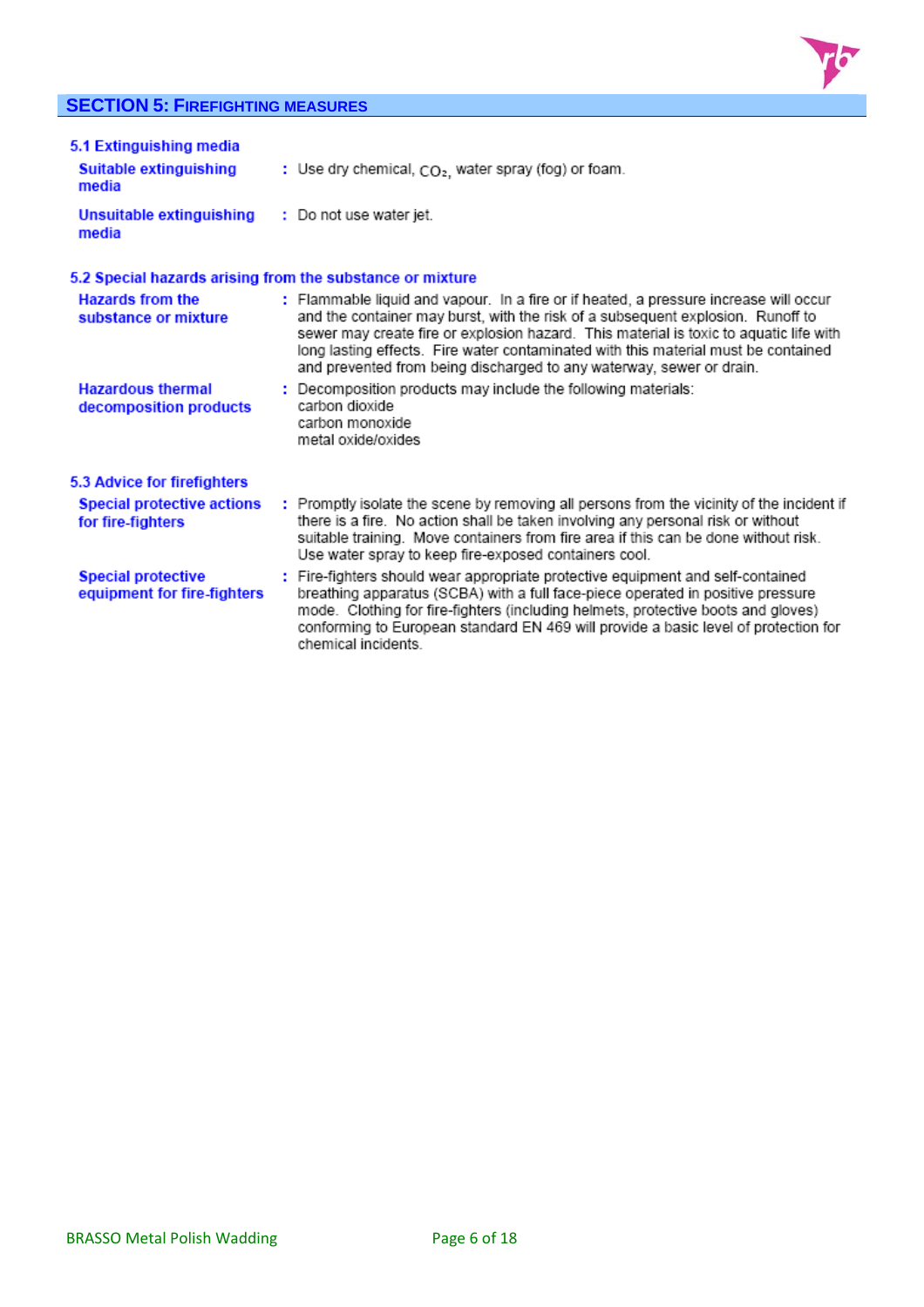## SECTION 5: FIREFIGHTING MEASURES

### 5.1 Extinguishing media

**Suitable extinguishing media** : Use dry chemical, $CO_2$, water spray (fog) or foam.

**Unsuitable extinguishing media** : Do not use water jet.

### 5.2 Special hazards arising from the substance or mixture

**Hazards from the substance or mixture** : Flammable liquid and vapour. In a fire or if heated, a pressure increase will occur and the container may burst, with the risk of a subsequent explosion. Runoff to sewer may create fire or explosion hazard. This material is toxic to aquatic life with long lasting effects. Fire water contaminated with this material must be contained and prevented from being discharged to any waterway, sewer or drain.

**Hazardous thermal decomposition products** : Decomposition products may include the following materials:
carbon dioxide
carbon monoxide
metal oxide/oxides

### 5.3 Advice for firefighters

**Special protective actions for fire-fighters** : Promptly isolate the scene by removing all persons from the vicinity of the incident if there is a fire. No action shall be taken involving any personal risk or without suitable training. Move containers from fire area if this can be done without risk. Use water spray to keep fire-exposed containers cool.

**Special protective equipment for fire-fighters** : Fire-fighters should wear appropriate protective equipment and self-contained breathing apparatus (SCBA) with a full face-piece operated in positive pressure mode. Clothing for fire-fighters (including helmets, protective boots and gloves) conforming to European standard EN 469 will provide a basic level of protection for chemical incidents.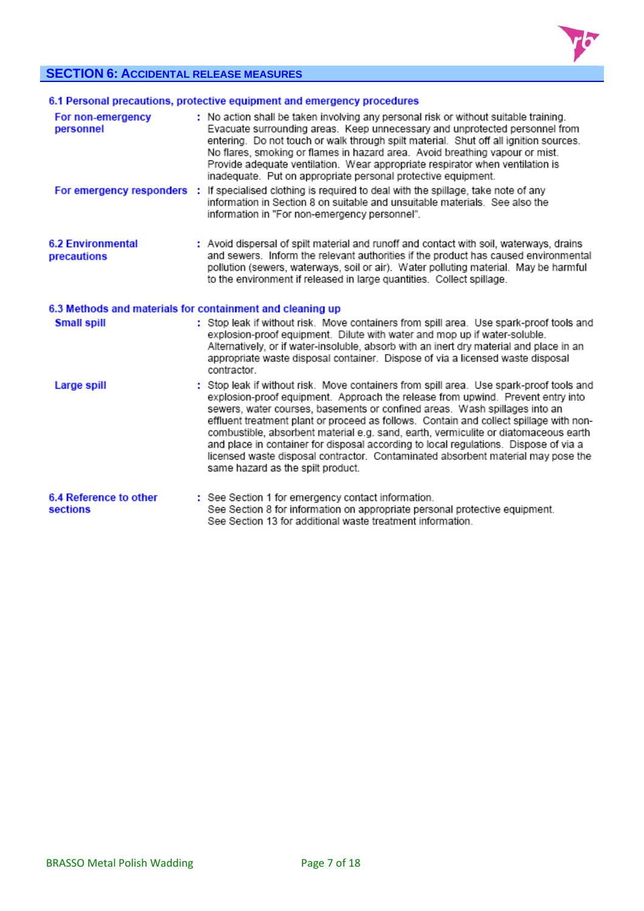## SECTION 6: ACCIDENTAL RELEASE MEASURES

### 6.1 Personal precautions, protective equipment and emergency procedures

**For non-emergency personnel** : No action shall be taken involving any personal risk or without suitable training. Evacuate surrounding areas. Keep unnecessary and unprotected personnel from entering. Do not touch or walk through spilt material. Shut off all ignition sources. No flares, smoking or flames in hazard area. Avoid breathing vapour or mist. Provide adequate ventilation. Wear appropriate respirator when ventilation is inadequate. Put on appropriate personal protective equipment.

**For emergency responders** : If specialised clothing is required to deal with the spillage, take note of any information in Section 8 on suitable and unsuitable materials. See also the information in "For non-emergency personnel".

### 6.2 Environmental precautions

: Avoid dispersal of spilt material and runoff and contact with soil, waterways, drains and sewers. Inform the relevant authorities if the product has caused environmental pollution (sewers, waterways, soil or air). Water polluting material. May be harmful to the environment if released in large quantities. Collect spillage.

### 6.3 Methods and materials for containment and cleaning up

**Small spill** : Stop leak if without risk. Move containers from spill area. Use spark-proof tools and explosion-proof equipment. Dilute with water and mop up if water-soluble. Alternatively, or if water-insoluble, absorb with an inert dry material and place in an appropriate waste disposal container. Dispose of via a licensed waste disposal contractor.

**Large spill** : Stop leak if without risk. Move containers from spill area. Use spark-proof tools and explosion-proof equipment. Approach the release from upwind. Prevent entry into sewers, water courses, basements or confined areas. Wash spillages into an effluent treatment plant or proceed as follows. Contain and collect spillage with non-combustible, absorbent material e.g. sand, earth, vermiculite or diatomaceous earth and place in container for disposal according to local regulations. Dispose of via a licensed waste disposal contractor. Contaminated absorbent material may pose the same hazard as the spilt product.

### 6.4 Reference to other sections

: See Section 1 for emergency contact information.
See Section 8 for information on appropriate personal protective equipment.
See Section 13 for additional waste treatment information.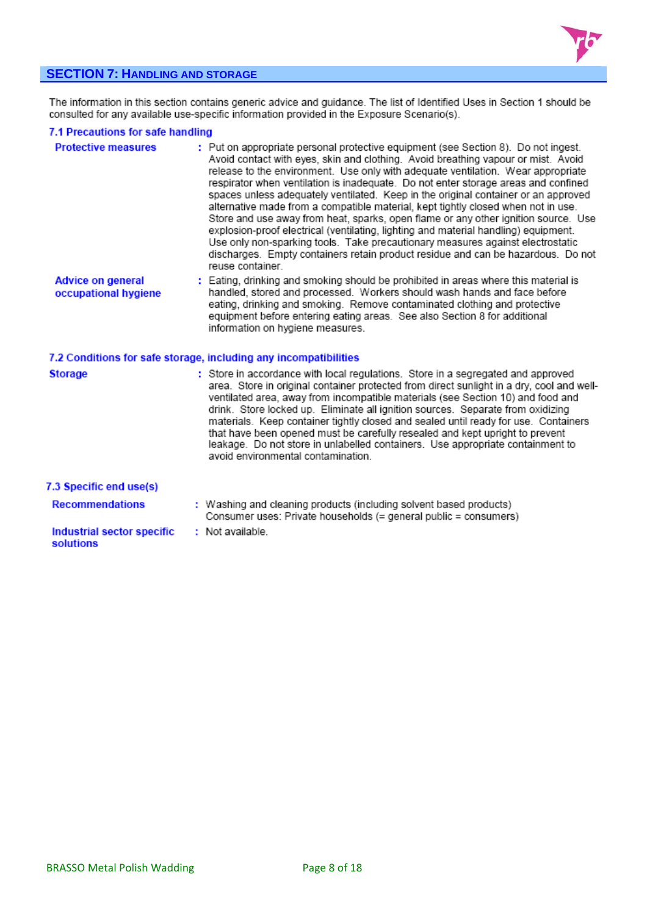## SECTION 7: HANDLING AND STORAGE

The information in this section contains generic advice and guidance. The list of Identified Uses in Section 1 should be consulted for any available use-specific information provided in the Exposure Scenario(s).

### 7.1 Precautions for safe handling

**Protective measures** : Put on appropriate personal protective equipment (see Section 8). Do not ingest. Avoid contact with eyes, skin and clothing. Avoid breathing vapour or mist. Avoid release to the environment. Use only with adequate ventilation. Wear appropriate respirator when ventilation is inadequate. Do not enter storage areas and confined spaces unless adequately ventilated. Keep in the original container or an approved alternative made from a compatible material, kept tightly closed when not in use. Store and use away from heat, sparks, open flame or any other ignition source. Use explosion-proof electrical (ventilating, lighting and material handling) equipment. Use only non-sparking tools. Take precautionary measures against electrostatic discharges. Empty containers retain product residue and can be hazardous. Do not reuse container.

**Advice on general occupational hygiene** : Eating, drinking and smoking should be prohibited in areas where this material is handled, stored and processed. Workers should wash hands and face before eating, drinking and smoking. Remove contaminated clothing and protective equipment before entering eating areas. See also Section 8 for additional information on hygiene measures.

### 7.2 Conditions for safe storage, including any incompatibilities

**Storage** : Store in accordance with local regulations. Store in a segregated and approved area. Store in original container protected from direct sunlight in a dry, cool and well-ventilated area, away from incompatible materials (see Section 10) and food and drink. Store locked up. Eliminate all ignition sources. Separate from oxidizing materials. Keep container tightly closed and sealed until ready for use. Containers that have been opened must be carefully resealed and kept upright to prevent leakage. Do not store in unlabelled containers. Use appropriate containment to avoid environmental contamination.

### 7.3 Specific end use(s)

**Recommendations** : Washing and cleaning products (including solvent based products)
Consumer uses: Private households (= general public = consumers)

**Industrial sector specific solutions** : Not available.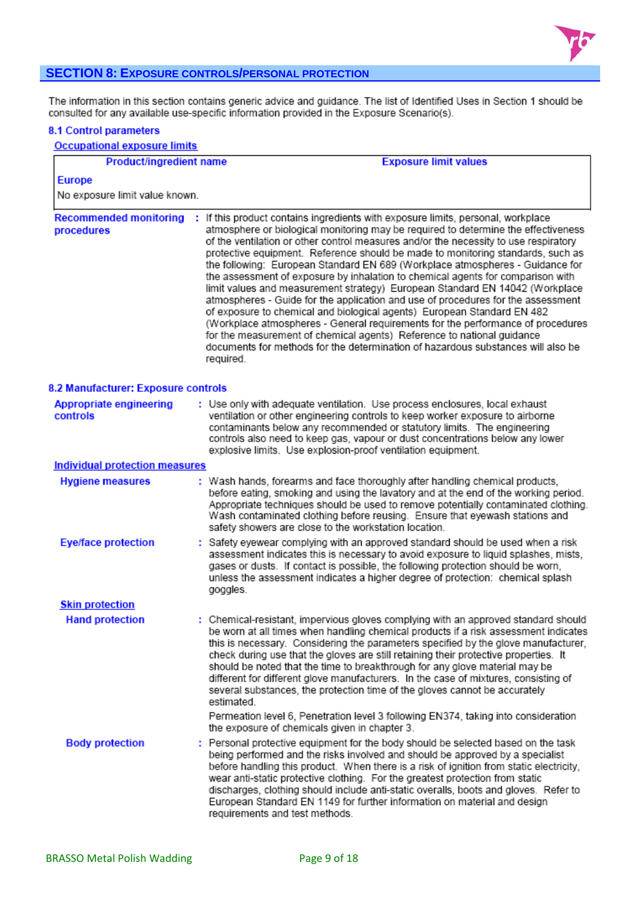## SECTION 8: EXPOSURE CONTROLS/PERSONAL PROTECTION

The information in this section contains generic advice and guidance. The list of Identified Uses in Section 1 should be consulted for any available use-specific information provided in the Exposure Scenario(s).

### 8.1 Control parameters

**Occupational exposure limits**

| Product/ingredient name | Exposure limit values |
|---|---|
| **Europe** | |
| No exposure limit value known. | |

**Recommended monitoring procedures** : If this product contains ingredients with exposure limits, personal, workplace atmosphere or biological monitoring may be required to determine the effectiveness of the ventilation or other control measures and/or the necessity to use respiratory protective equipment. Reference should be made to monitoring standards, such as the following: European Standard EN 689 (Workplace atmospheres - Guidance for the assessment of exposure by inhalation to chemical agents for comparison with limit values and measurement strategy) European Standard EN 14042 (Workplace atmospheres - Guide for the application and use of procedures for the assessment of exposure to chemical and biological agents) European Standard EN 482 (Workplace atmospheres - General requirements for the performance of procedures for the measurement of chemical agents) Reference to national guidance documents for methods for the determination of hazardous substances will also be required.

### 8.2 Manufacturer: Exposure controls

**Appropriate engineering controls** : Use only with adequate ventilation. Use process enclosures, local exhaust ventilation or other engineering controls to keep worker exposure to airborne contaminants below any recommended or statutory limits. The engineering controls also need to keep gas, vapour or dust concentrations below any lower explosive limits. Use explosion-proof ventilation equipment.

**Individual protection measures**

**Hygiene measures** : Wash hands, forearms and face thoroughly after handling chemical products, before eating, smoking and using the lavatory and at the end of the working period. Appropriate techniques should be used to remove potentially contaminated clothing. Wash contaminated clothing before reusing. Ensure that eyewash stations and safety showers are close to the workstation location.

**Eye/face protection** : Safety eyewear complying with an approved standard should be used when a risk assessment indicates this is necessary to avoid exposure to liquid splashes, mists, gases or dusts. If contact is possible, the following protection should be worn, unless the assessment indicates a higher degree of protection: chemical splash goggles.

**Skin protection**

**Hand protection** : Chemical-resistant, impervious gloves complying with an approved standard should be worn at all times when handling chemical products if a risk assessment indicates this is necessary. Considering the parameters specified by the glove manufacturer, check during use that the gloves are still retaining their protective properties. It should be noted that the time to breakthrough for any glove material may be different for different glove manufacturers. In the case of mixtures, consisting of several substances, the protection time of the gloves cannot be accurately estimated.

Permeation level 6, Penetration level 3 following EN374, taking into consideration the exposure of chemicals given in chapter 3.

**Body protection** : Personal protective equipment for the body should be selected based on the task being performed and the risks involved and should be approved by a specialist before handling this product. When there is a risk of ignition from static electricity, wear anti-static protective clothing. For the greatest protection from static discharges, clothing should include anti-static overalls, boots and gloves. Refer to European Standard EN 1149 for further information on material and design requirements and test methods.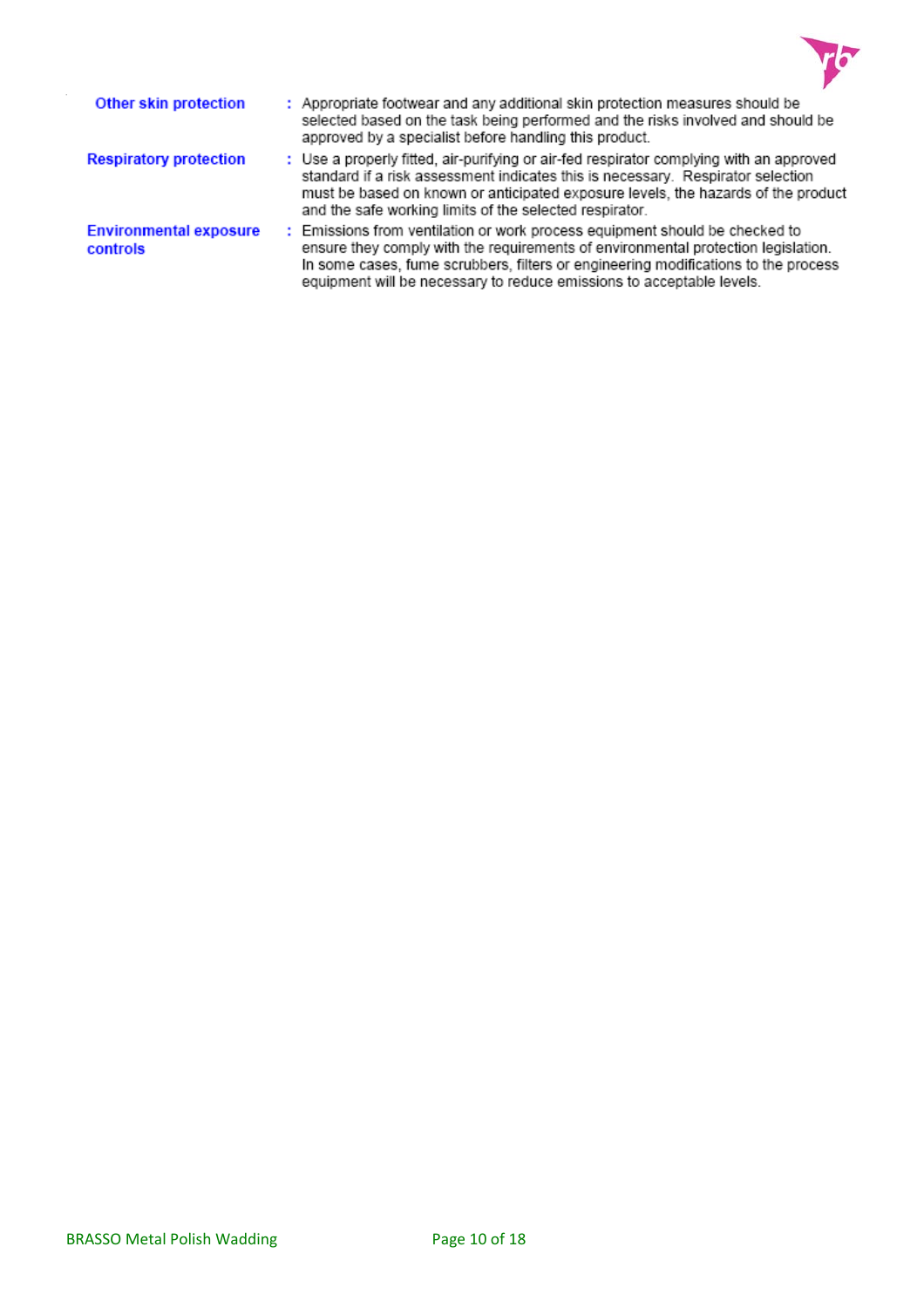**Other skin protection** : Appropriate footwear and any additional skin protection measures should be selected based on the task being performed and the risks involved and should be approved by a specialist before handling this product.

**Respiratory protection** : Use a properly fitted, air-purifying or air-fed respirator complying with an approved standard if a risk assessment indicates this is necessary. Respirator selection must be based on known or anticipated exposure levels, the hazards of the product and the safe working limits of the selected respirator.

**Environmental exposure controls** : Emissions from ventilation or work process equipment should be checked to ensure they comply with the requirements of environmental protection legislation. In some cases, fume scrubbers, filters or engineering modifications to the process equipment will be necessary to reduce emissions to acceptable levels.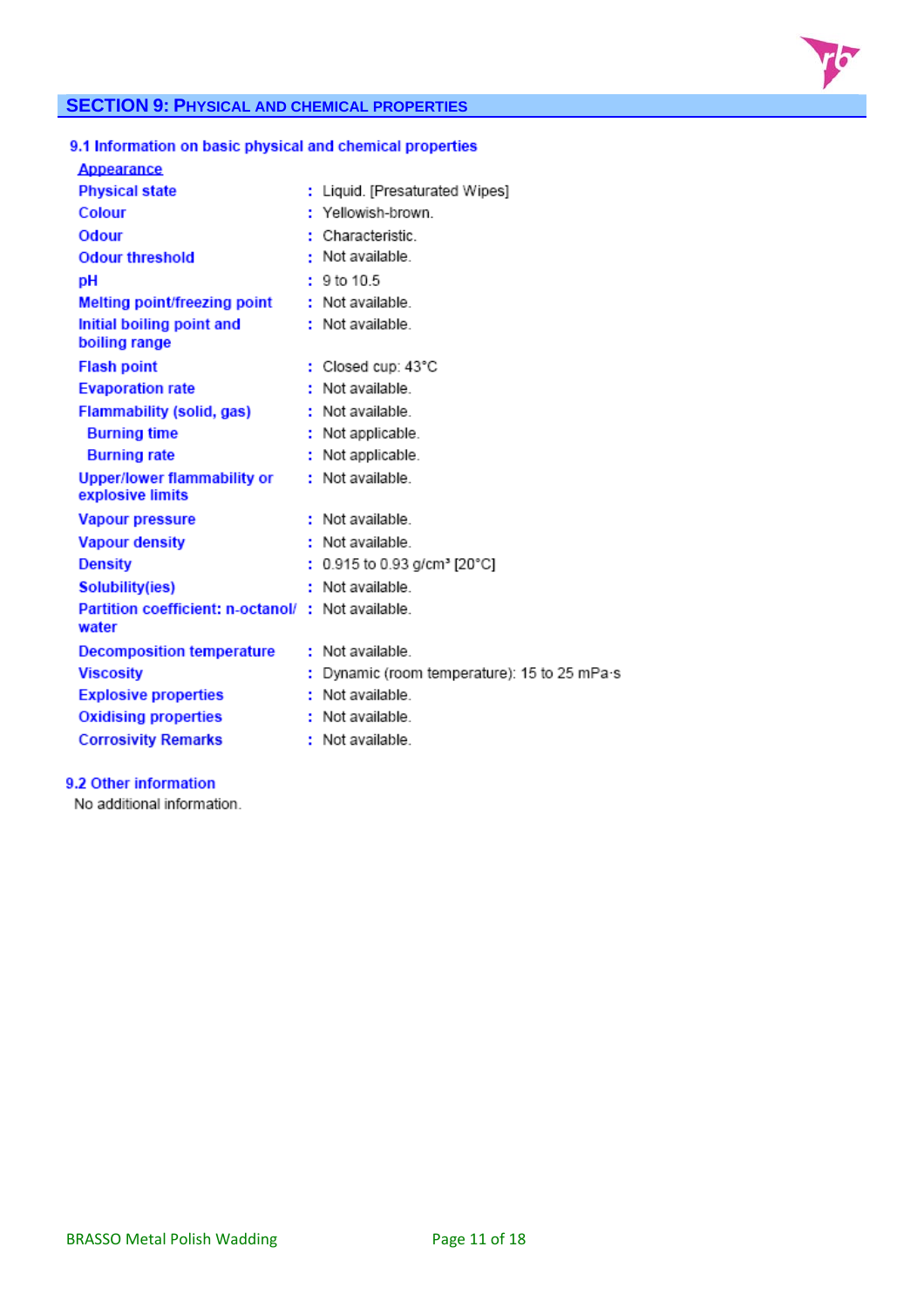## SECTION 9: PHYSICAL AND CHEMICAL PROPERTIES

### 9.1 Information on basic physical and chemical properties

**Appearance**

| Property | Value |
|---|---|
| Physical state | Liquid. [Presaturated Wipes] |
| Colour | Yellowish-brown. |
| Odour | Characteristic. |
| Odour threshold | Not available. |
| pH | 9 to 10.5 |
| Melting point/freezing point | Not available. |
| Initial boiling point and boiling range | Not available. |
| Flash point | Closed cup: 43°C |
| Evaporation rate | Not available. |
| Flammability (solid, gas) | Not available. |
| Burning time | Not applicable. |
| Burning rate | Not applicable. |
| Upper/lower flammability or explosive limits | Not available. |
| Vapour pressure | Not available. |
| Vapour density | Not available. |
| Density | 0.915 to 0.93 g/cm³ [20°C] |
| Solubility(ies) | Not available. |
| Partition coefficient: n-octanol/ water | Not available. |
| Decomposition temperature | Not available. |
| Viscosity | Dynamic (room temperature): 15 to 25 mPa·s |
| Explosive properties | Not available. |
| Oxidising properties | Not available. |
| Corrosivity Remarks | Not available. |

### 9.2 Other information

No additional information.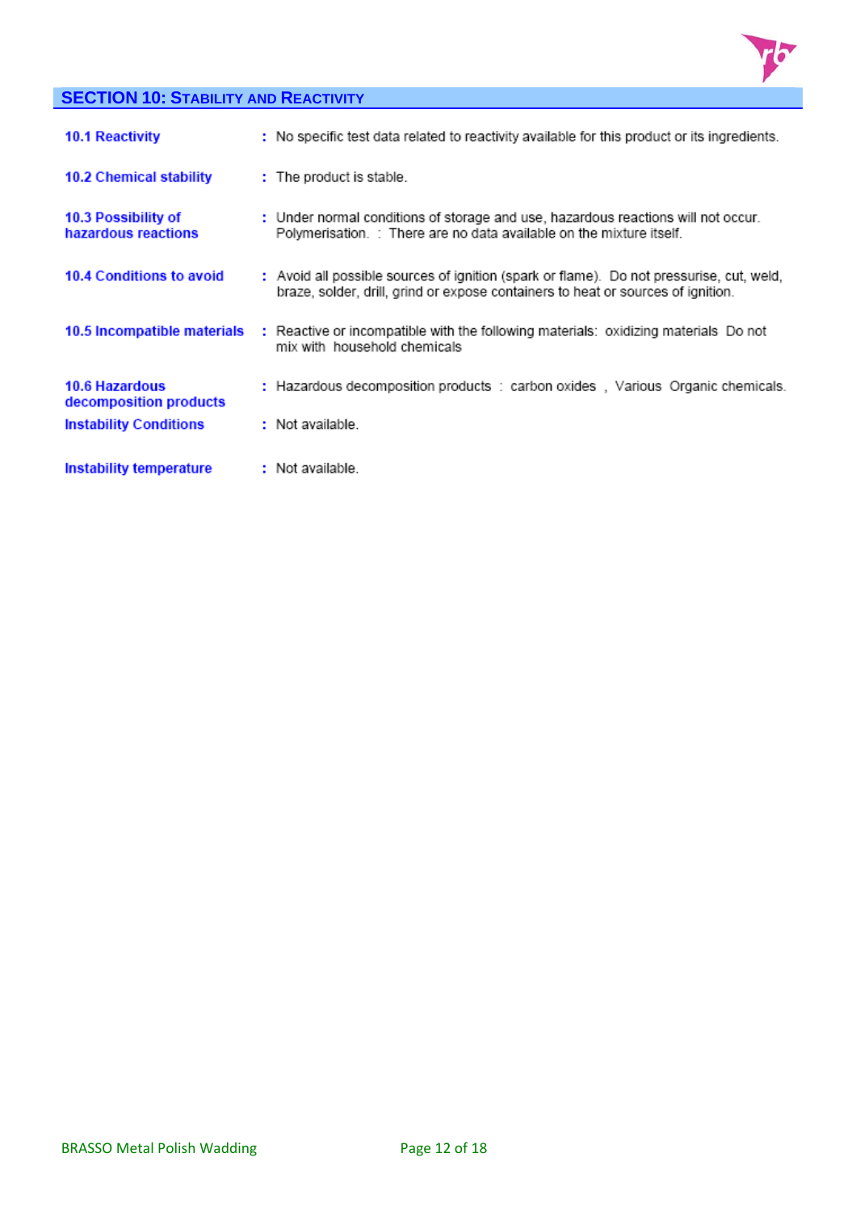## SECTION 10: STABILITY AND REACTIVITY

**10.1 Reactivity** : No specific test data related to reactivity available for this product or its ingredients.

**10.2 Chemical stability** : The product is stable.

**10.3 Possibility of hazardous reactions** : Under normal conditions of storage and use, hazardous reactions will not occur. Polymerisation. : There are no data available on the mixture itself.

**10.4 Conditions to avoid** : Avoid all possible sources of ignition (spark or flame). Do not pressurise, cut, weld, braze, solder, drill, grind or expose containers to heat or sources of ignition.

**10.5 Incompatible materials** : Reactive or incompatible with the following materials: oxidizing materials Do not mix with household chemicals

**10.6 Hazardous decomposition products** : Hazardous decomposition products : carbon oxides , Various Organic chemicals.

**Instability Conditions** : Not available.

**Instability temperature** : Not available.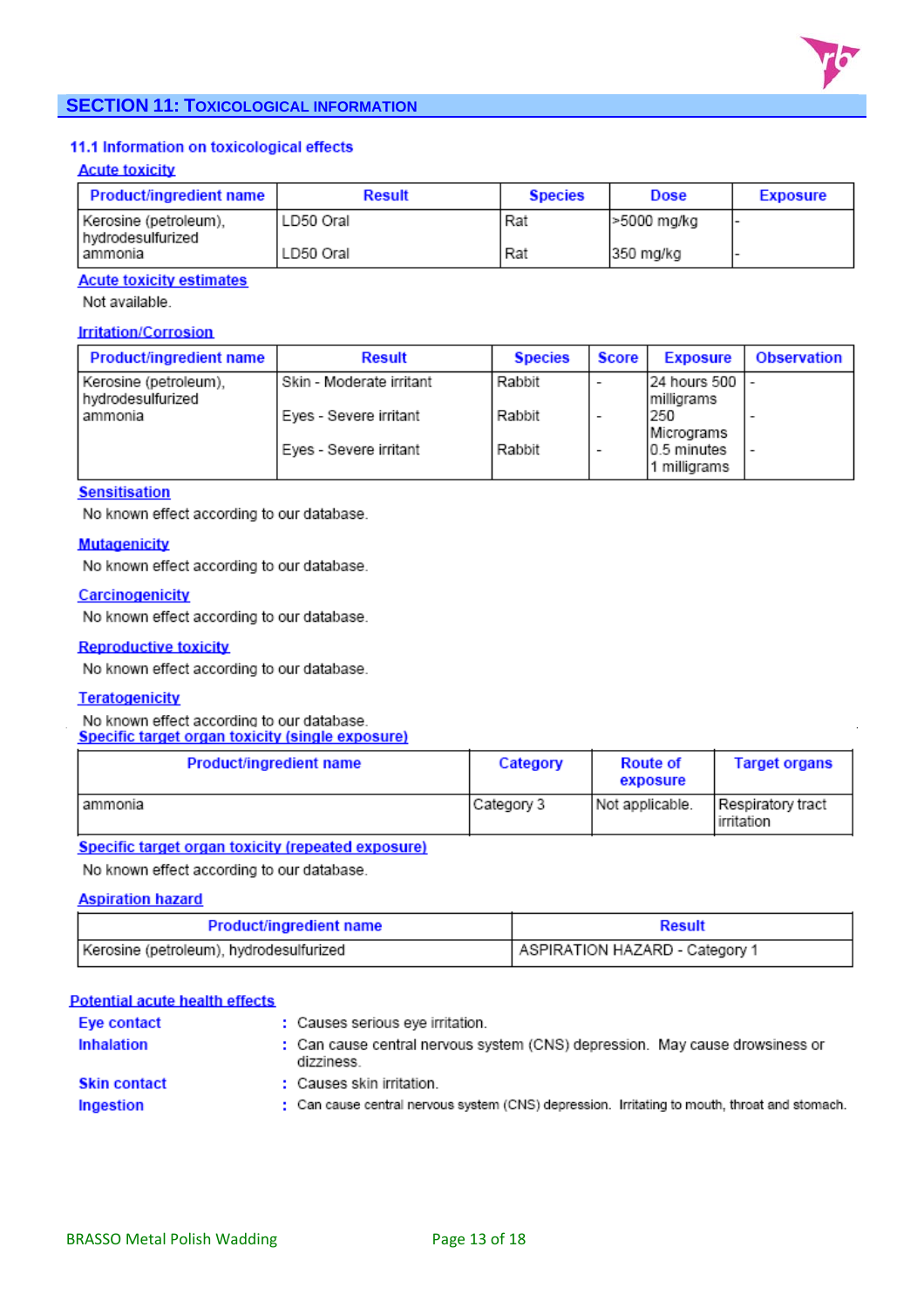## SECTION 11: TOXICOLOGICAL INFORMATION

### 11.1 Information on toxicological effects

**Acute toxicity**

| Product/ingredient name | Result | Species | Dose | Exposure |
|---|---|---|---|---|
| Kerosine (petroleum), hydrodesulfurized | LD50 Oral | Rat | >5000 mg/kg | - |
| ammonia | LD50 Oral | Rat | 350 mg/kg | - |

**Acute toxicity estimates**

Not available.

**Irritation/Corrosion**

| Product/ingredient name | Result | Species | Score | Exposure | Observation |
|---|---|---|---|---|---|
| Kerosine (petroleum), hydrodesulfurized | Skin - Moderate irritant | Rabbit | - | 24 hours 500 milligrams | - |
| ammonia | Eyes - Severe irritant | Rabbit | - | 250 Micrograms | - |
| | Eyes - Severe irritant | Rabbit | - | 0.5 minutes 1 milligrams | - |

**Sensitisation**

No known effect according to our database.

**Mutagenicity**

No known effect according to our database.

**Carcinogenicity**

No known effect according to our database.

**Reproductive toxicity**

No known effect according to our database.

**Teratogenicity**

No known effect according to our database.

**Specific target organ toxicity (single exposure)**

| Product/ingredient name | Category | Route of exposure | Target organs |
|---|---|---|---|
| ammonia | Category 3 | Not applicable. | Respiratory tract irritation |

**Specific target organ toxicity (repeated exposure)**

No known effect according to our database.

**Aspiration hazard**

| Product/ingredient name | Result |
|---|---|
| Kerosine (petroleum), hydrodesulfurized | ASPIRATION HAZARD - Category 1 |

**Potential acute health effects**

**Eye contact** : Causes serious eye irritation.

**Inhalation** : Can cause central nervous system (CNS) depression. May cause drowsiness or dizziness.

**Skin contact** : Causes skin irritation.

**Ingestion** : Can cause central nervous system (CNS) depression. Irritating to mouth, throat and stomach.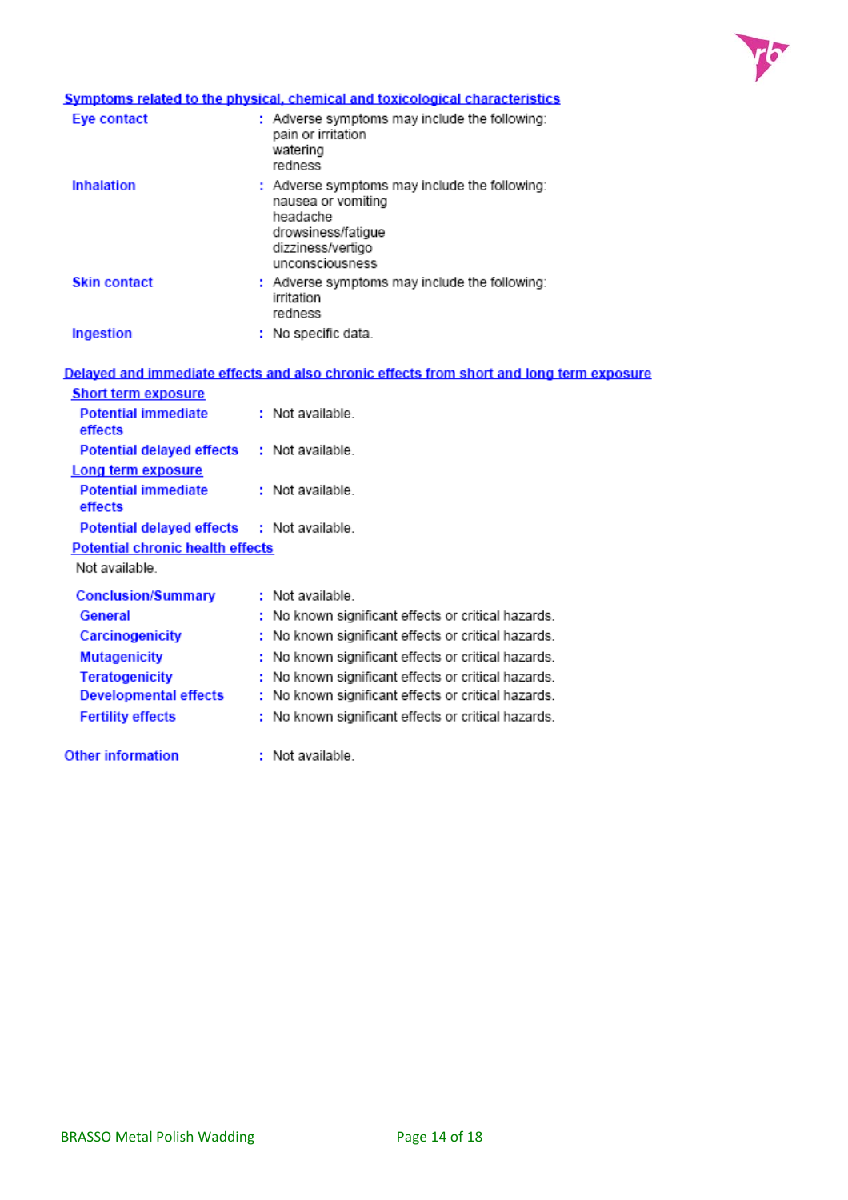**Symptoms related to the physical, chemical and toxicological characteristics**

| | | |
|---|---|---|
| **Eye contact** | : | Adverse symptoms may include the following:<br>pain or irritation<br>watering<br>redness |
| **Inhalation** | : | Adverse symptoms may include the following:<br>nausea or vomiting<br>headache<br>drowsiness/fatigue<br>dizziness/vertigo<br>unconsciousness |
| **Skin contact** | : | Adverse symptoms may include the following:<br>irritation<br>redness |
| **Ingestion** | : | No specific data. |

**Delayed and immediate effects and also chronic effects from short and long term exposure**

**Short term exposure**

| | | |
|---|---|---|
| **Potential immediate effects** | : | Not available. |
| **Potential delayed effects** | : | Not available. |

**Long term exposure**

| | | |
|---|---|---|
| **Potential immediate effects** | : | Not available. |
| **Potential delayed effects** | : | Not available. |

**Potential chronic health effects**

Not available.

| | | |
|---|---|---|
| **Conclusion/Summary** | : | Not available. |
| **General** | : | No known significant effects or critical hazards. |
| **Carcinogenicity** | : | No known significant effects or critical hazards. |
| **Mutagenicity** | : | No known significant effects or critical hazards. |
| **Teratogenicity** | : | No known significant effects or critical hazards. |
| **Developmental effects** | : | No known significant effects or critical hazards. |
| **Fertility effects** | : | No known significant effects or critical hazards. |

| | | |
|---|---|---|
| **Other information** | : | Not available. |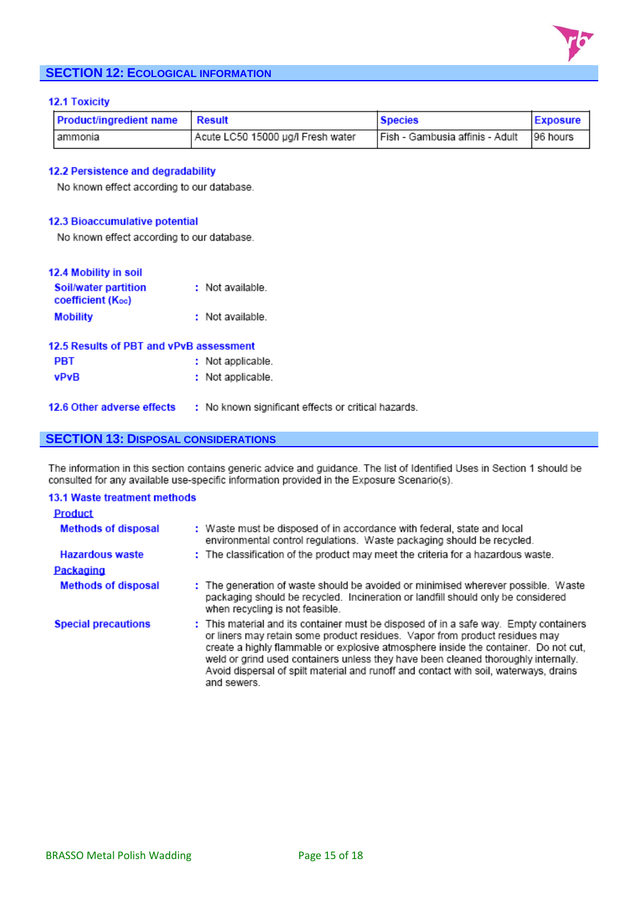## SECTION 12: Ecological information

### 12.1 Toxicity

| Product/ingredient name | Result | Species | Exposure |
|---|---|---|---|
| ammonia | Acute LC50 15000 µg/l Fresh water | Fish - Gambusia affinis - Adult | 96 hours |

### 12.2 Persistence and degradability

No known effect according to our database.

### 12.3 Bioaccumulative potential

No known effect according to our database.

### 12.4 Mobility in soil

**Soil/water partition coefficient ($K_{oc}$)** : Not available.

**Mobility** : Not available.

### 12.5 Results of PBT and vPvB assessment

**PBT** : Not applicable.

**vPvB** : Not applicable.

### 12.6 Other adverse effects

: No known significant effects or critical hazards.

## SECTION 13: Disposal considerations

The information in this section contains generic advice and guidance. The list of Identified Uses in Section 1 should be consulted for any available use-specific information provided in the Exposure Scenario(s).

### 13.1 Waste treatment methods

**Product**

**Methods of disposal** : Waste must be disposed of in accordance with federal, state and local environmental control regulations. Waste packaging should be recycled.

**Hazardous waste** : The classification of the product may meet the criteria for a hazardous waste.

**Packaging**

**Methods of disposal** : The generation of waste should be avoided or minimised wherever possible. Waste packaging should be recycled. Incineration or landfill should only be considered when recycling is not feasible.

**Special precautions** : This material and its container must be disposed of in a safe way. Empty containers or liners may retain some product residues. Vapor from product residues may create a highly flammable or explosive atmosphere inside the container. Do not cut, weld or grind used containers unless they have been cleaned thoroughly internally. Avoid dispersal of spilt material and runoff and contact with soil, waterways, drains and sewers.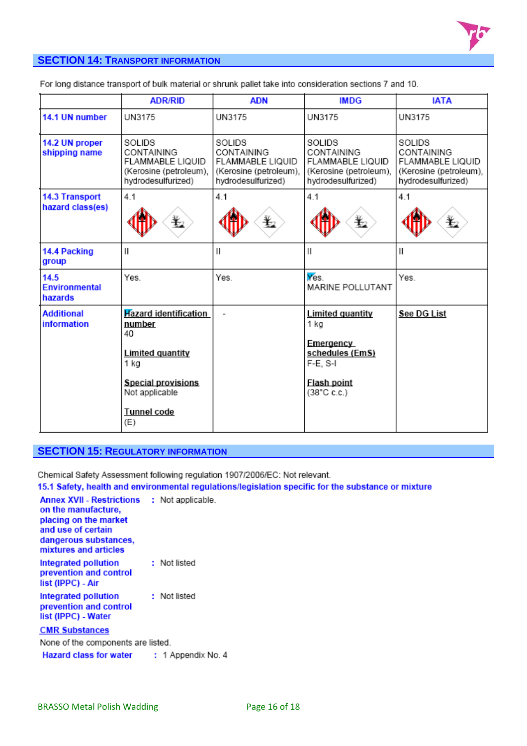## SECTION 14: TRANSPORT INFORMATION

For long distance transport of bulk material or shrunk pallet take into consideration sections 7 and 10.

| | ADR/RID | ADN | IMDG | IATA |
|---|---|---|---|---|
| **14.1 UN number** | UN3175 | UN3175 | UN3175 | UN3175 |
| **14.2 UN proper shipping name** | SOLIDS CONTAINING FLAMMABLE LIQUID (Kerosine (petroleum), hydrodesulfurized) | SOLIDS CONTAINING FLAMMABLE LIQUID (Kerosine (petroleum), hydrodesulfurized) | SOLIDS CONTAINING FLAMMABLE LIQUID (Kerosine (petroleum), hydrodesulfurized) | SOLIDS CONTAINING FLAMMABLE LIQUID (Kerosine (petroleum), hydrodesulfurized) |
| **14.3 Transport hazard class(es)** | 4.1 | 4.1 | 4.1 | 4.1 |
| **14.4 Packing group** | II | II | II | II |
| **14.5 Environmental hazards** | Yes. | Yes. | Yes. MARINE POLLUTANT | Yes. |
| **Additional information** | **Hazard identification number** 40 **Limited quantity** 1 kg **Special provisions** Not applicable **Tunnel code** (E) | - | **Limited quantity** 1 kg **Emergency schedules (EmS)** F-E, S-I **Flash point** (38°C c.c.) | **See DG List** |

## SECTION 15: REGULATORY INFORMATION

Chemical Safety Assessment following regulation 1907/2006/EC: Not relevant.

**15.1 Safety, health and environmental regulations/legislation specific for the substance or mixture**

**Annex XVII - Restrictions on the manufacture, placing on the market and use of certain dangerous substances, mixtures and articles** : Not applicable.

**Integrated pollution prevention and control list (IPPC) - Air** : Not listed

**Integrated pollution prevention and control list (IPPC) - Water** : Not listed

**CMR Substances**

None of the components are listed.

**Hazard class for water** : 1 Appendix No. 4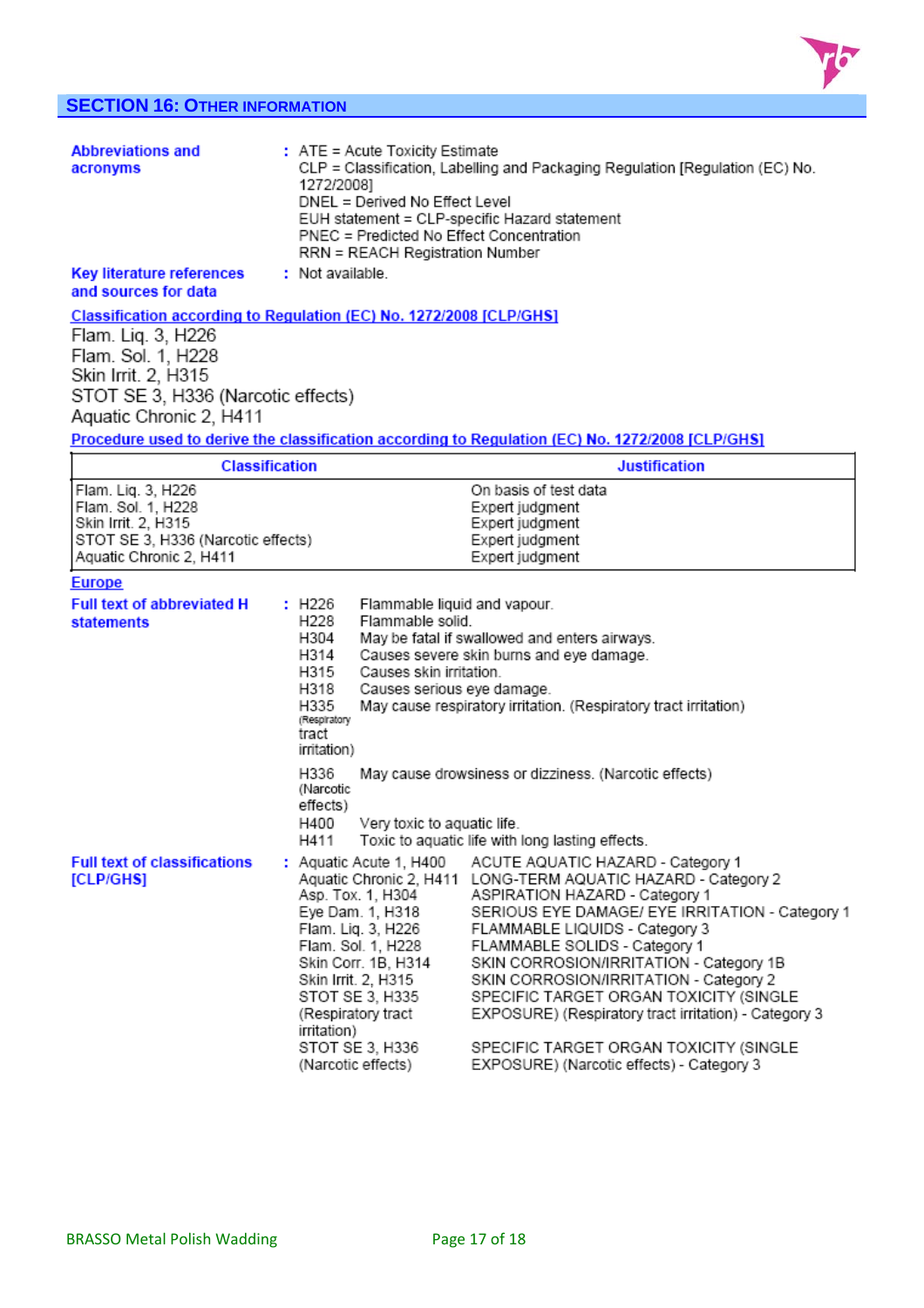## SECTION 16: OTHER INFORMATION

**Abbreviations and acronyms** : ATE = Acute Toxicity Estimate
CLP = Classification, Labelling and Packaging Regulation [Regulation (EC) No. 1272/2008]
DNEL = Derived No Effect Level
EUH statement = CLP-specific Hazard statement
PNEC = Predicted No Effect Concentration
RRN = REACH Registration Number

**Key literature references and sources for data** : Not available.

**Classification according to Regulation (EC) No. 1272/2008 [CLP/GHS]**

Flam. Liq. 3, H226
Flam. Sol. 1, H228
Skin Irrit. 2, H315
STOT SE 3, H336 (Narcotic effects)
Aquatic Chronic 2, H411

**Procedure used to derive the classification according to Regulation (EC) No. 1272/2008 [CLP/GHS]**

| Classification | Justification |
|---|---|
| Flam. Liq. 3, H226 | On basis of test data |
| Flam. Sol. 1, H228 | Expert judgment |
| Skin Irrit. 2, H315 | Expert judgment |
| STOT SE 3, H336 (Narcotic effects) | Expert judgment |
| Aquatic Chronic 2, H411 | Expert judgment |

**Europe**

**Full text of abbreviated H statements** :

| | |
|---|---|
| H226 | Flammable liquid and vapour. |
| H228 | Flammable solid. |
| H304 | May be fatal if swallowed and enters airways. |
| H314 | Causes severe skin burns and eye damage. |
| H315 | Causes skin irritation. |
| H318 | Causes serious eye damage. |
| H335 (Respiratory tract irritation) | May cause respiratory irritation. (Respiratory tract irritation) |
| H336 (Narcotic effects) | May cause drowsiness or dizziness. (Narcotic effects) |
| H400 | Very toxic to aquatic life. |
| H411 | Toxic to aquatic life with long lasting effects. |

**Full text of classifications [CLP/GHS]** :

| | |
|---|---|
| Aquatic Acute 1, H400 | ACUTE AQUATIC HAZARD - Category 1 |
| Aquatic Chronic 2, H411 | LONG-TERM AQUATIC HAZARD - Category 2 |
| Asp. Tox. 1, H304 | ASPIRATION HAZARD - Category 1 |
| Eye Dam. 1, H318 | SERIOUS EYE DAMAGE/ EYE IRRITATION - Category 1 |
| Flam. Liq. 3, H226 | FLAMMABLE LIQUIDS - Category 3 |
| Flam. Sol. 1, H228 | FLAMMABLE SOLIDS - Category 1 |
| Skin Corr. 1B, H314 | SKIN CORROSION/IRRITATION - Category 1B |
| Skin Irrit. 2, H315 | SKIN CORROSION/IRRITATION - Category 2 |
| STOT SE 3, H335 (Respiratory tract irritation) | SPECIFIC TARGET ORGAN TOXICITY (SINGLE EXPOSURE) (Respiratory tract irritation) - Category 3 |
| STOT SE 3, H336 (Narcotic effects) | SPECIFIC TARGET ORGAN TOXICITY (SINGLE EXPOSURE) (Narcotic effects) - Category 3 |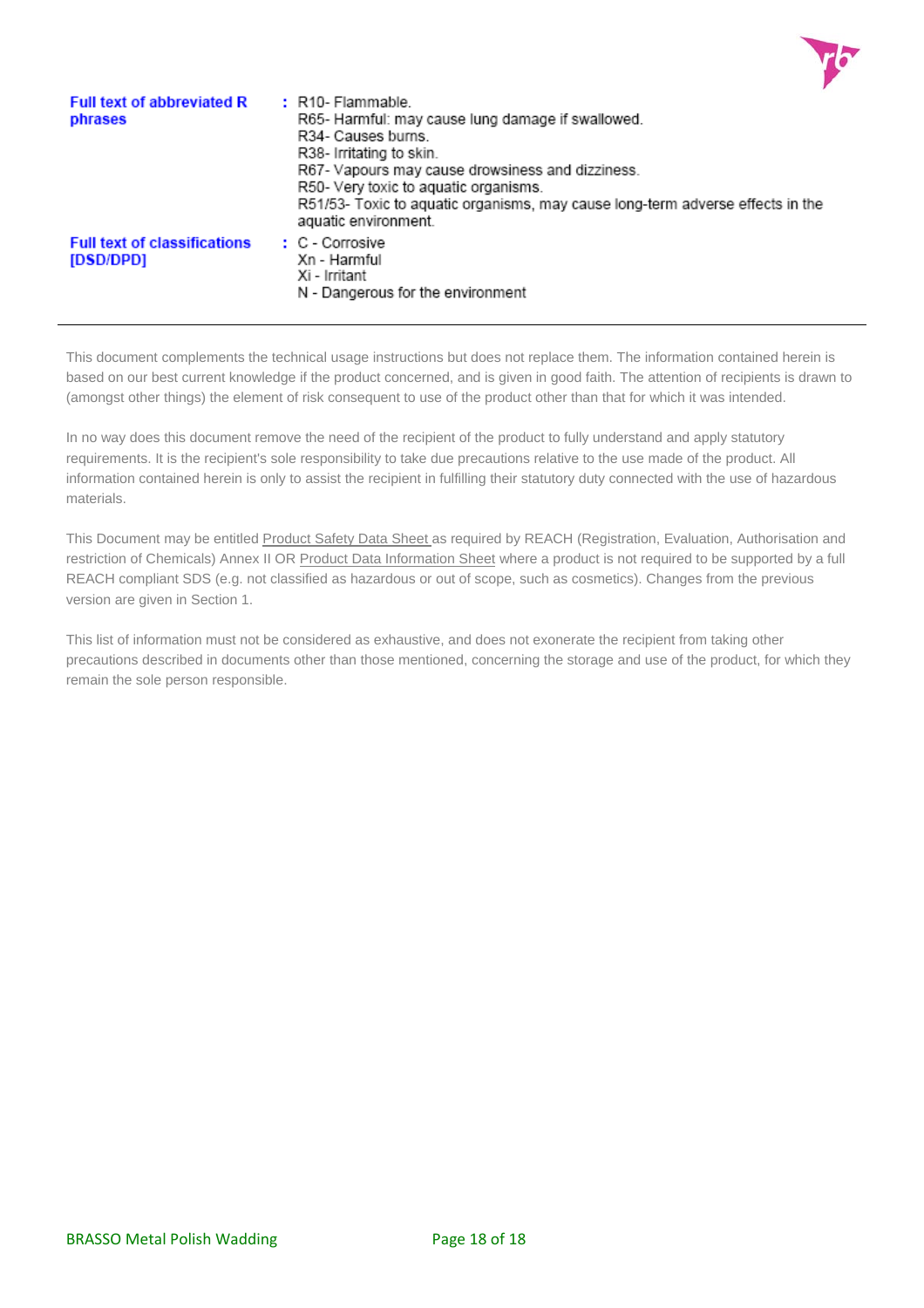| | |
|---|---|
| **Full text of abbreviated R phrases** | : R10- Flammable.<br>R65- Harmful: may cause lung damage if swallowed.<br>R34- Causes burns.<br>R38- Irritating to skin.<br>R67- Vapours may cause drowsiness and dizziness.<br>R50- Very toxic to aquatic organisms.<br>R51/53- Toxic to aquatic organisms, may cause long-term adverse effects in the aquatic environment. |
| **Full text of classifications [DSD/DPD]** | : C - Corrosive<br>Xn - Harmful<br>Xi - Irritant<br>N - Dangerous for the environment |

---

This document complements the technical usage instructions but does not replace them. The information contained herein is based on our best current knowledge if the product concerned, and is given in good faith. The attention of recipients is drawn to (amongst other things) the element of risk consequent to use of the product other than that for which it was intended.

In no way does this document remove the need of the recipient of the product to fully understand and apply statutory requirements. It is the recipient's sole responsibility to take due precautions relative to the use made of the product. All information contained herein is only to assist the recipient in fulfilling their statutory duty connected with the use of hazardous materials.

This Document may be entitled Product Safety Data Sheet as required by REACH (Registration, Evaluation, Authorisation and restriction of Chemicals) Annex II OR Product Data Information Sheet where a product is not required to be supported by a full REACH compliant SDS (e.g. not classified as hazardous or out of scope, such as cosmetics). Changes from the previous version are given in Section 1.

This list of information must not be considered as exhaustive, and does not exonerate the recipient from taking other precautions described in documents other than those mentioned, concerning the storage and use of the product, for which they remain the sole person responsible.